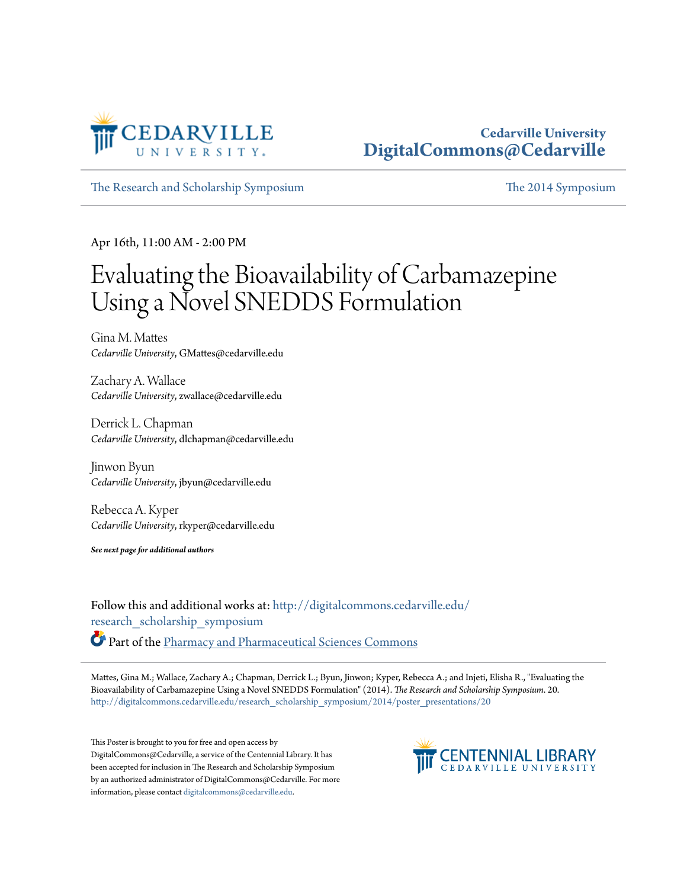Cedarville University
DigitalCommons@Cedarville

The Research and Scholarship Symposium | The 2014 Symposium

Apr 16th, 11:00 AM - 2:00 PM

# Evaluating the Bioavailability of Carbamazepine Using a Novel SNEDDS Formulation

Gina M. Mattes
*Cedarville University*, GMattes@cedarville.edu

Zachary A. Wallace
*Cedarville University*, zwallace@cedarville.edu

Derrick L. Chapman
*Cedarville University*, dlchapman@cedarville.edu

Jinwon Byun
*Cedarville University*, jbyun@cedarville.edu

Rebecca A. Kyper
*Cedarville University*, rkyper@cedarville.edu

***See next page for additional authors***

Follow this and additional works at: http://digitalcommons.cedarville.edu/research_scholarship_symposium

Part of the Pharmacy and Pharmaceutical Sciences Commons

Mattes, Gina M.; Wallace, Zachary A.; Chapman, Derrick L.; Byun, Jinwon; Kyper, Rebecca A.; and Injeti, Elisha R., "Evaluating the Bioavailability of Carbamazepine Using a Novel SNEDDS Formulation" (2014). *The Research and Scholarship Symposium*. 20.
http://digitalcommons.cedarville.edu/research_scholarship_symposium/2014/poster_presentations/20

This Poster is brought to you for free and open access by DigitalCommons@Cedarville, a service of the Centennial Library. It has been accepted for inclusion in The Research and Scholarship Symposium by an authorized administrator of DigitalCommons@Cedarville. For more information, please contact digitalcommons@cedarville.edu.

CENTENNIAL LIBRARY
CEDARVILLE UNIVERSITY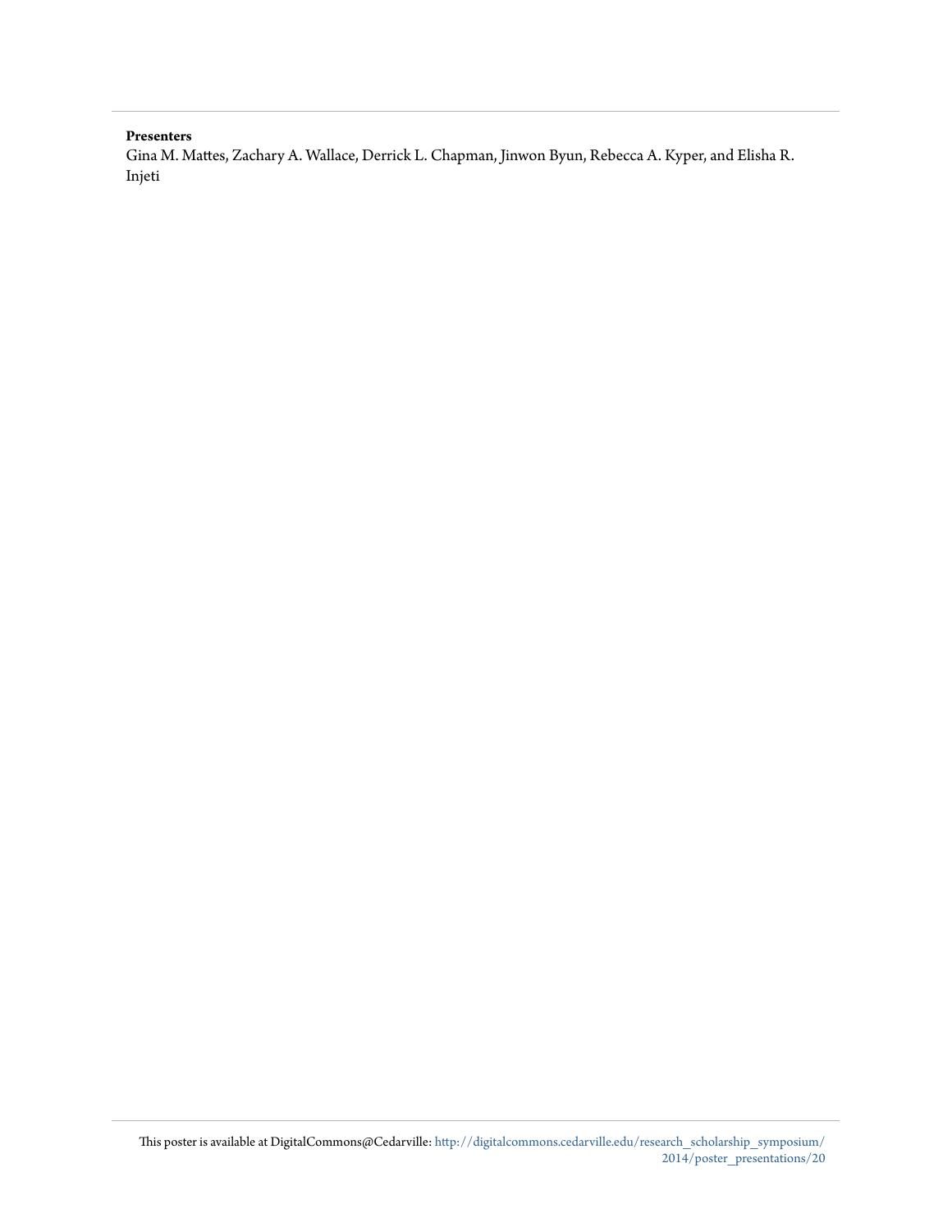**Presenters**

Gina M. Mattes, Zachary A. Wallace, Derrick L. Chapman, Jinwon Byun, Rebecca A. Kyper, and Elisha R. Injeti

This poster is available at DigitalCommons@Cedarville: http://digitalcommons.cedarville.edu/research_scholarship_symposium/2014/poster_presentations/20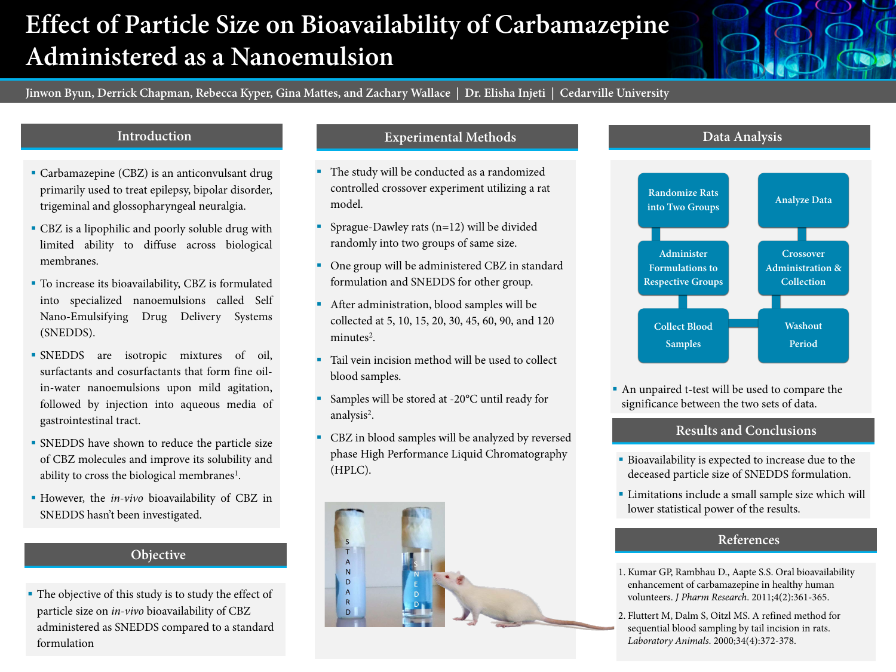# Effect of Particle Size on Bioavailability of Carbamazepine Administered as a Nanoemulsion

Jinwon Byun, Derrick Chapman, Rebecca Kyper, Gina Mattes, and Zachary Wallace | Dr. Elisha Injeti | Cedarville University

## Introduction

- Carbamazepine (CBZ) is an anticonvulsant drug primarily used to treat epilepsy, bipolar disorder, trigeminal and glossopharyngeal neuralgia.
- CBZ is a lipophilic and poorly soluble drug with limited ability to diffuse across biological membranes.
- To increase its bioavailability, CBZ is formulated into specialized nanoemulsions called Self Nano-Emulsifying Drug Delivery Systems (SNEDDS).
- SNEDDS are isotropic mixtures of oil, surfactants and cosurfactants that form fine oil-in-water nanoemulsions upon mild agitation, followed by injection into aqueous media of gastrointestinal tract.
- SNEDDS have shown to reduce the particle size of CBZ molecules and improve its solubility and ability to cross the biological membranes[1].
- However, the *in-vivo* bioavailability of CBZ in SNEDDS hasn't been investigated.

## Objective

- The objective of this study is to study the effect of particle size on *in-vivo* bioavailability of CBZ administered as SNEDDS compared to a standard formulation

## Experimental Methods

- The study will be conducted as a randomized controlled crossover experiment utilizing a rat model.
- Sprague-Dawley rats (n=12) will be divided randomly into two groups of same size.
- One group will be administered CBZ in standard formulation and SNEDDS for other group.
- After administration, blood samples will be collected at 5, 10, 15, 20, 30, 45, 60, 90, and 120 minutes[2].
- Tail vein incision method will be used to collect blood samples.
- Samples will be stored at -20°C until ready for analysis[2].
- CBZ in blood samples will be analyzed by reversed phase High Performance Liquid Chromatography (HPLC).

STANDARD

SNEDD

## Data Analysis

Randomize Rats into Two Groups

Administer Formulations to Respective Groups

Collect Blood Samples

Washout Period

Crossover Administration & Collection

Analyze Data

- An unpaired t-test will be used to compare the significance between the two sets of data.

## Results and Conclusions

- Bioavailability is expected to increase due to the deceased particle size of SNEDDS formulation.
- Limitations include a small sample size which will lower statistical power of the results.

## References

1. Kumar GP, Rambhau D., Aapte S.S. Oral bioavailability enhancement of carbamazepine in healthy human volunteers. *J Pharm Research*. 2011;4(2):361-365.
2. Fluttert M, Dalm S, Oitzl MS. A refined method for sequential blood sampling by tail incision in rats. *Laboratory Animals*. 2000;34(4):372-378.